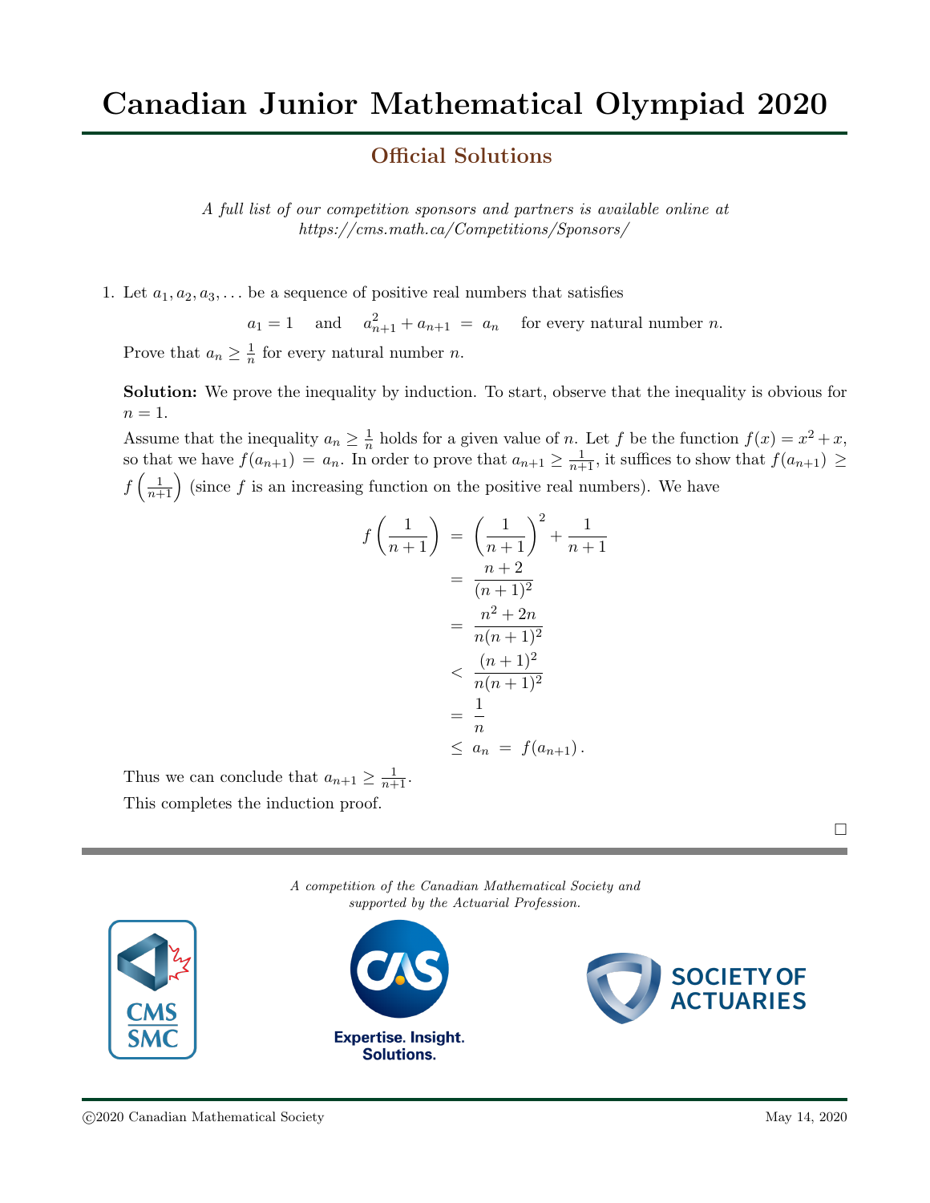# Canadian Junior Mathematical Olympiad 2020

## Official Solutions

*A full list of our competition sponsors and partners is available online at https://cms.math.ca/Competitions/Sponsors/*

1. Let $a_1, a_2, a_3, \ldots$ be a sequence of positive real numbers that satisfies

$$a_1 = 1 \quad \text{and} \quad a_{n+1}^2 + a_{n+1} = a_n \quad \text{for every natural number } n.$$

Prove that $a_n \geq \frac{1}{n}$ for every natural number $n$.

**Solution:** We prove the inequality by induction. To start, observe that the inequality is obvious for $n = 1$.

Assume that the inequality $a_n \geq \frac{1}{n}$ holds for a given value of $n$. Let $f$ be the function $f(x) = x^2 + x$, so that we have $f(a_{n+1}) = a_n$. In order to prove that $a_{n+1} \geq \frac{1}{n+1}$, it suffices to show that $f(a_{n+1}) \geq f\left(\frac{1}{n+1}\right)$ (since $f$ is an increasing function on the positive real numbers). We have

$$\begin{aligned}
f\left(\frac{1}{n+1}\right) &= \left(\frac{1}{n+1}\right)^2 + \frac{1}{n+1} \\
&= \frac{n+2}{(n+1)^2} \\
&= \frac{n^2+2n}{n(n+1)^2} \\
&< \frac{(n+1)^2}{n(n+1)^2} \\
&= \frac{1}{n} \\
&\leq a_n = f(a_{n+1}).
\end{aligned}$$

Thus we can conclude that $a_{n+1} \geq \frac{1}{n+1}$.

This completes the induction proof.

□

*A competition of the Canadian Mathematical Society and supported by the Actuarial Profession.*

©2020 Canadian Mathematical Society — May 14, 2020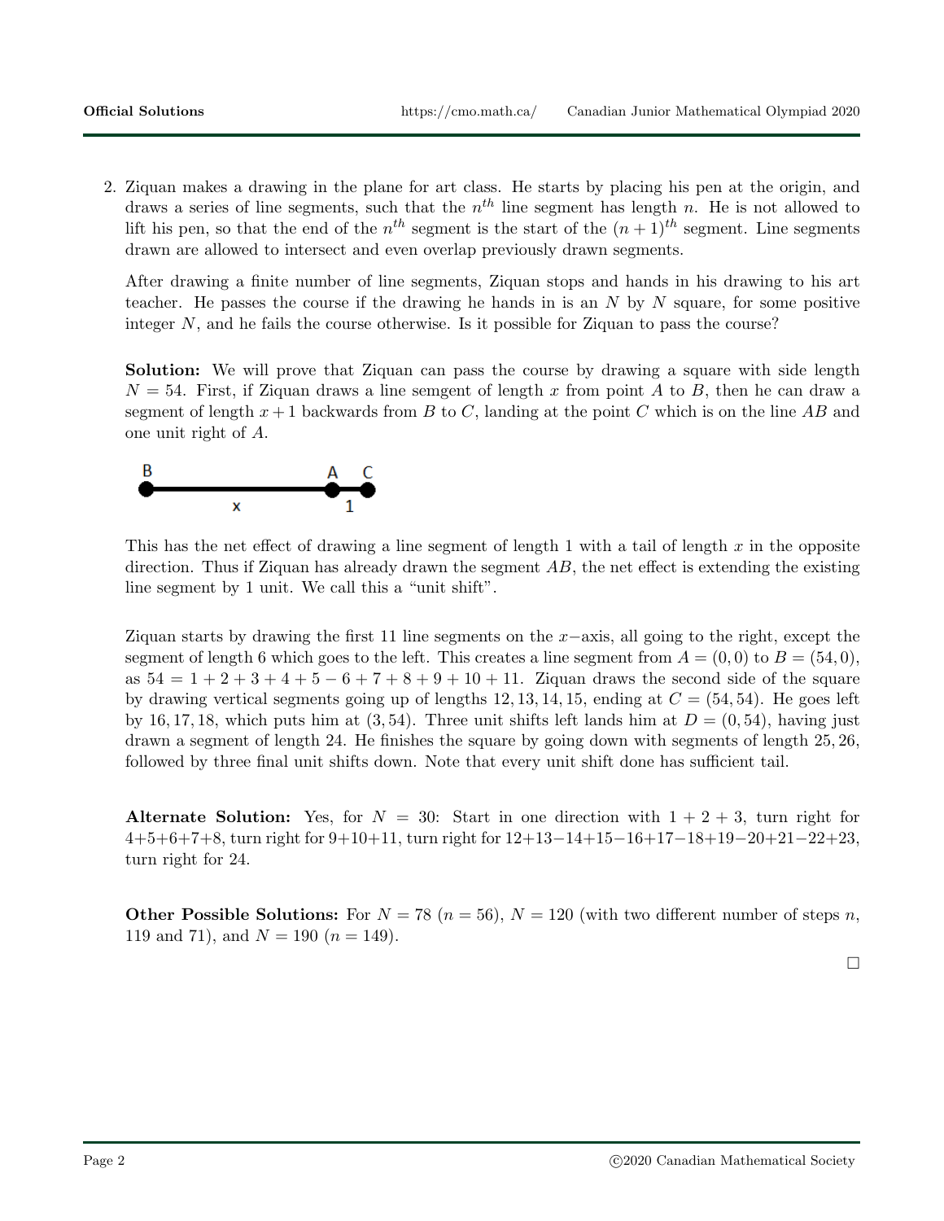2. Ziquan makes a drawing in the plane for art class. He starts by placing his pen at the origin, and draws a series of line segments, such that the $n^{th}$ line segment has length $n$. He is not allowed to lift his pen, so that the end of the $n^{th}$ segment is the start of the $(n+1)^{th}$ segment. Line segments drawn are allowed to intersect and even overlap previously drawn segments.

   After drawing a finite number of line segments, Ziquan stops and hands in his drawing to his art teacher. He passes the course if the drawing he hands in is an $N$ by $N$ square, for some positive integer $N$, and he fails the course otherwise. Is it possible for Ziquan to pass the course?

   **Solution:** We will prove that Ziquan can pass the course by drawing a square with side length $N = 54$. First, if Ziquan draws a line semgent of length $x$ from point $A$ to $B$, then he can draw a segment of length $x+1$ backwards from $B$ to $C$, landing at the point $C$ which is on the line $AB$ and one unit right of $A$.

   B ——— x ——— A — 1 — C

   This has the net effect of drawing a line segment of length 1 with a tail of length $x$ in the opposite direction. Thus if Ziquan has already drawn the segment $AB$, the net effect is extending the existing line segment by 1 unit. We call this a "unit shift".

   Ziquan starts by drawing the first 11 line segments on the $x-$axis, all going to the right, except the segment of length 6 which goes to the left. This creates a line segment from $A = (0,0)$ to $B = (54,0)$, as $54 = 1+2+3+4+5-6+7+8+9+10+11$. Ziquan draws the second side of the square by drawing vertical segments going up of lengths $12, 13, 14, 15$, ending at $C = (54, 54)$. He goes left by $16, 17, 18$, which puts him at $(3, 54)$. Three unit shifts left lands him at $D = (0, 54)$, having just drawn a segment of length 24. He finishes the square by going down with segments of length $25, 26$, followed by three final unit shifts down. Note that every unit shift done has sufficient tail.

   **Alternate Solution:** Yes, for $N = 30$: Start in one direction with $1+2+3$, turn right for $4+5+6+7+8$, turn right for $9+10+11$, turn right for $12+13-14+15-16+17-18+19-20+21-22+23$, turn right for 24.

   **Other Possible Solutions:** For $N = 78$ ($n = 56$), $N = 120$ (with two different number of steps $n$, 119 and 71), and $N = 190$ ($n = 149$).

   □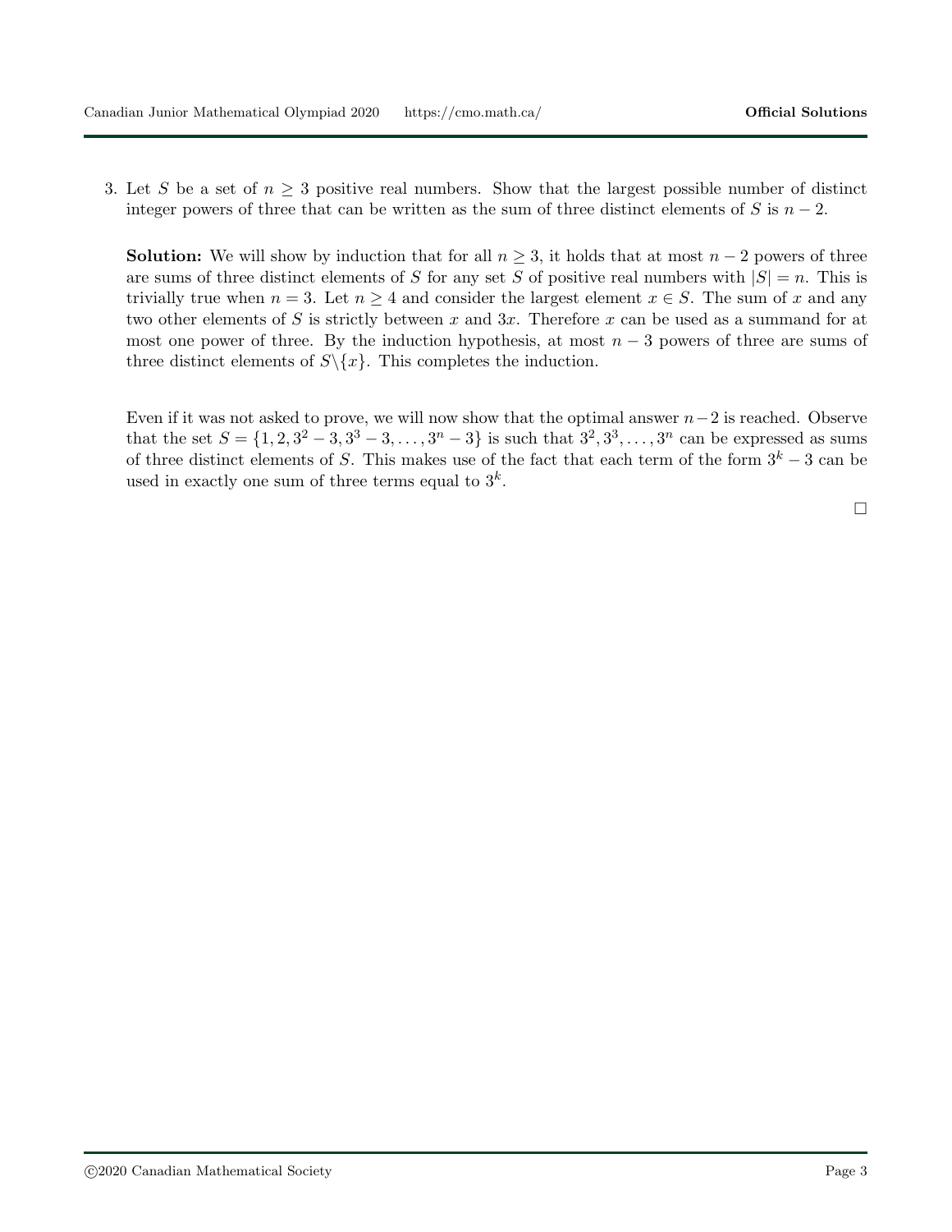3. Let $S$ be a set of $n \geq 3$ positive real numbers. Show that the largest possible number of distinct integer powers of three that can be written as the sum of three distinct elements of $S$ is $n - 2$.

   **Solution:** We will show by induction that for all $n \geq 3$, it holds that at most $n - 2$ powers of three are sums of three distinct elements of $S$ for any set $S$ of positive real numbers with $|S| = n$. This is trivially true when $n = 3$. Let $n \geq 4$ and consider the largest element $x \in S$. The sum of $x$ and any two other elements of $S$ is strictly between $x$ and $3x$. Therefore $x$ can be used as a summand for at most one power of three. By the induction hypothesis, at most $n - 3$ powers of three are sums of three distinct elements of $S \backslash \{x\}$. This completes the induction.

   Even if it was not asked to prove, we will now show that the optimal answer $n-2$ is reached. Observe that the set $S = \{1, 2, 3^2 - 3, 3^3 - 3, \ldots, 3^n - 3\}$ is such that $3^2, 3^3, \ldots, 3^n$ can be expressed as sums of three distinct elements of $S$. This makes use of the fact that each term of the form $3^k - 3$ can be used in exactly one sum of three terms equal to $3^k$.

   □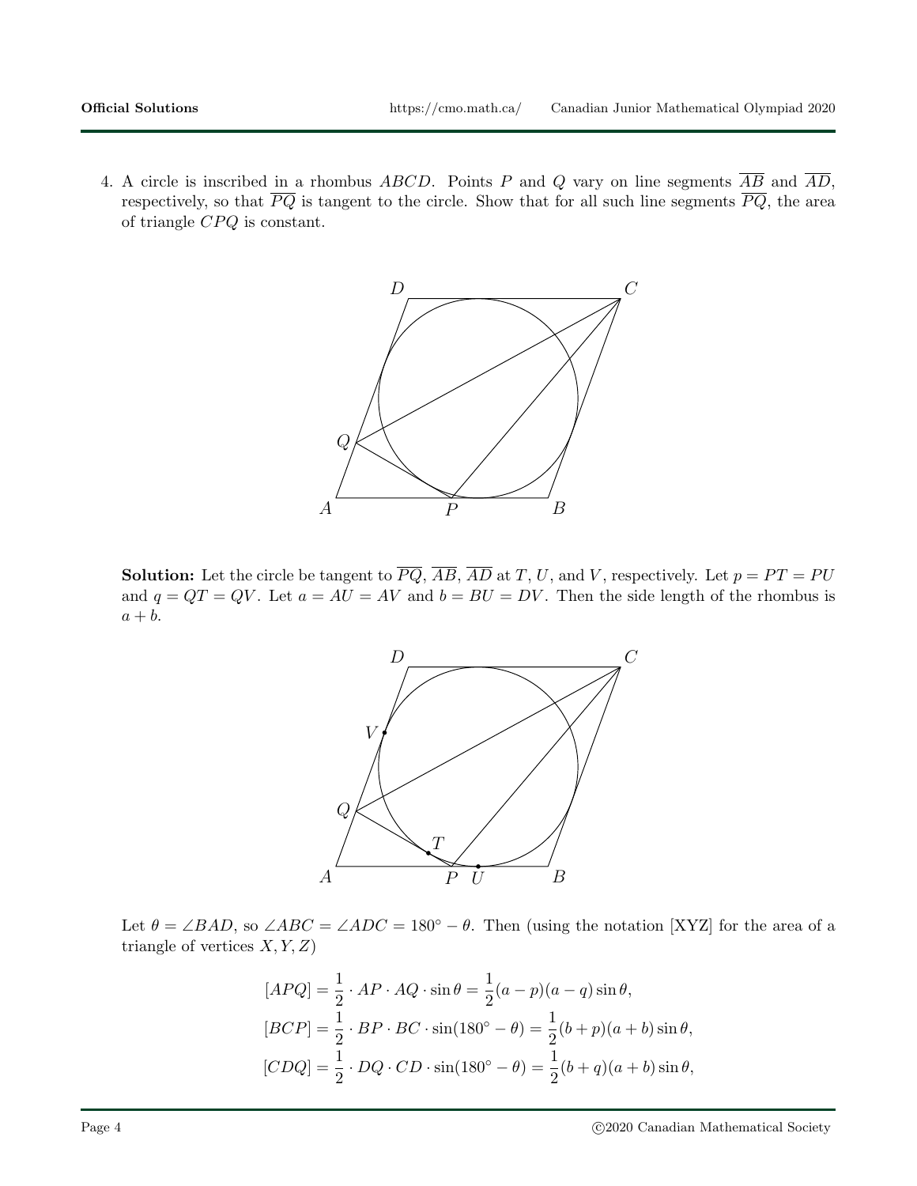4. A circle is inscribed in a rhombus $ABCD$. Points $P$ and $Q$ vary on line segments $\overline{AB}$ and $\overline{AD}$, respectively, so that $\overline{PQ}$ is tangent to the circle. Show that for all such line segments $\overline{PQ}$, the area of triangle $CPQ$ is constant.

**Solution:** Let the circle be tangent to $\overline{PQ}$, $\overline{AB}$, $\overline{AD}$ at $T$, $U$, and $V$, respectively. Let $p = PT = PU$ and $q = QT = QV$. Let $a = AU = AV$ and $b = BU = DV$. Then the side length of the rhombus is $a + b$.

Let $\theta = \angle BAD$, so $\angle ABC = \angle ADC = 180^\circ - \theta$. Then (using the notation [XYZ] for the area of a triangle of vertices $X, Y, Z$)

$$[APQ] = \frac{1}{2} \cdot AP \cdot AQ \cdot \sin\theta = \frac{1}{2}(a-p)(a-q)\sin\theta,$$
$$[BCP] = \frac{1}{2} \cdot BP \cdot BC \cdot \sin(180^\circ - \theta) = \frac{1}{2}(b+p)(a+b)\sin\theta,$$
$$[CDQ] = \frac{1}{2} \cdot DQ \cdot CD \cdot \sin(180^\circ - \theta) = \frac{1}{2}(b+q)(a+b)\sin\theta,$$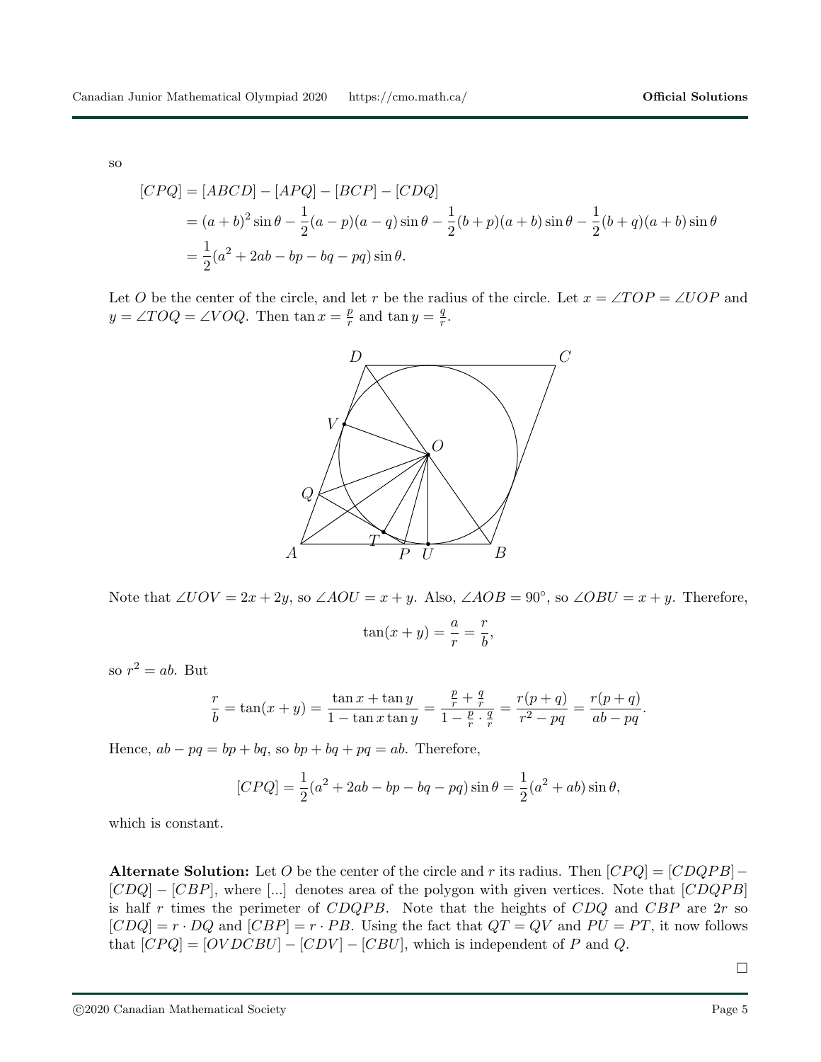so

$$
\begin{aligned}
[CPQ] &= [ABCD] - [APQ] - [BCP] - [CDQ] \\
&= (a+b)^2 \sin\theta - \frac{1}{2}(a-p)(a-q)\sin\theta - \frac{1}{2}(b+p)(a+b)\sin\theta - \frac{1}{2}(b+q)(a+b)\sin\theta \\
&= \frac{1}{2}(a^2 + 2ab - bp - bq - pq)\sin\theta.
\end{aligned}
$$

Let $O$ be the center of the circle, and let $r$ be the radius of the circle. Let $x = \angle TOP = \angle UOP$ and $y = \angle TOQ = \angle VOQ$. Then $\tan x = \frac{p}{r}$ and $\tan y = \frac{q}{r}$.

Note that $\angle UOV = 2x + 2y$, so $\angle AOU = x + y$. Also, $\angle AOB = 90^\circ$, so $\angle OBU = x + y$. Therefore,

$$
\tan(x+y) = \frac{a}{r} = \frac{r}{b},
$$

so $r^2 = ab$. But

$$
\frac{r}{b} = \tan(x+y) = \frac{\tan x + \tan y}{1 - \tan x \tan y} = \frac{\frac{p}{r} + \frac{q}{r}}{1 - \frac{p}{r} \cdot \frac{q}{r}} = \frac{r(p+q)}{r^2 - pq} = \frac{r(p+q)}{ab - pq}.
$$

Hence, $ab - pq = bp + bq$, so $bp + bq + pq = ab$. Therefore,

$$
[CPQ] = \frac{1}{2}(a^2 + 2ab - bp - bq - pq)\sin\theta = \frac{1}{2}(a^2 + ab)\sin\theta,
$$

which is constant.

**Alternate Solution:** Let $O$ be the center of the circle and $r$ its radius. Then $[CPQ] = [CDQPB] - [CDQ] - [CBP]$, where [...] denotes area of the polygon with given vertices. Note that $[CDQPB]$ is half $r$ times the perimeter of $CDQPB$. Note that the heights of $CDQ$ and $CBP$ are $2r$ so $[CDQ] = r \cdot DQ$ and $[CBP] = r \cdot PB$. Using the fact that $QT = QV$ and $PU = PT$, it now follows that $[CPQ] = [OVDCBU] - [CDV] - [CBU]$, which is independent of $P$ and $Q$.

□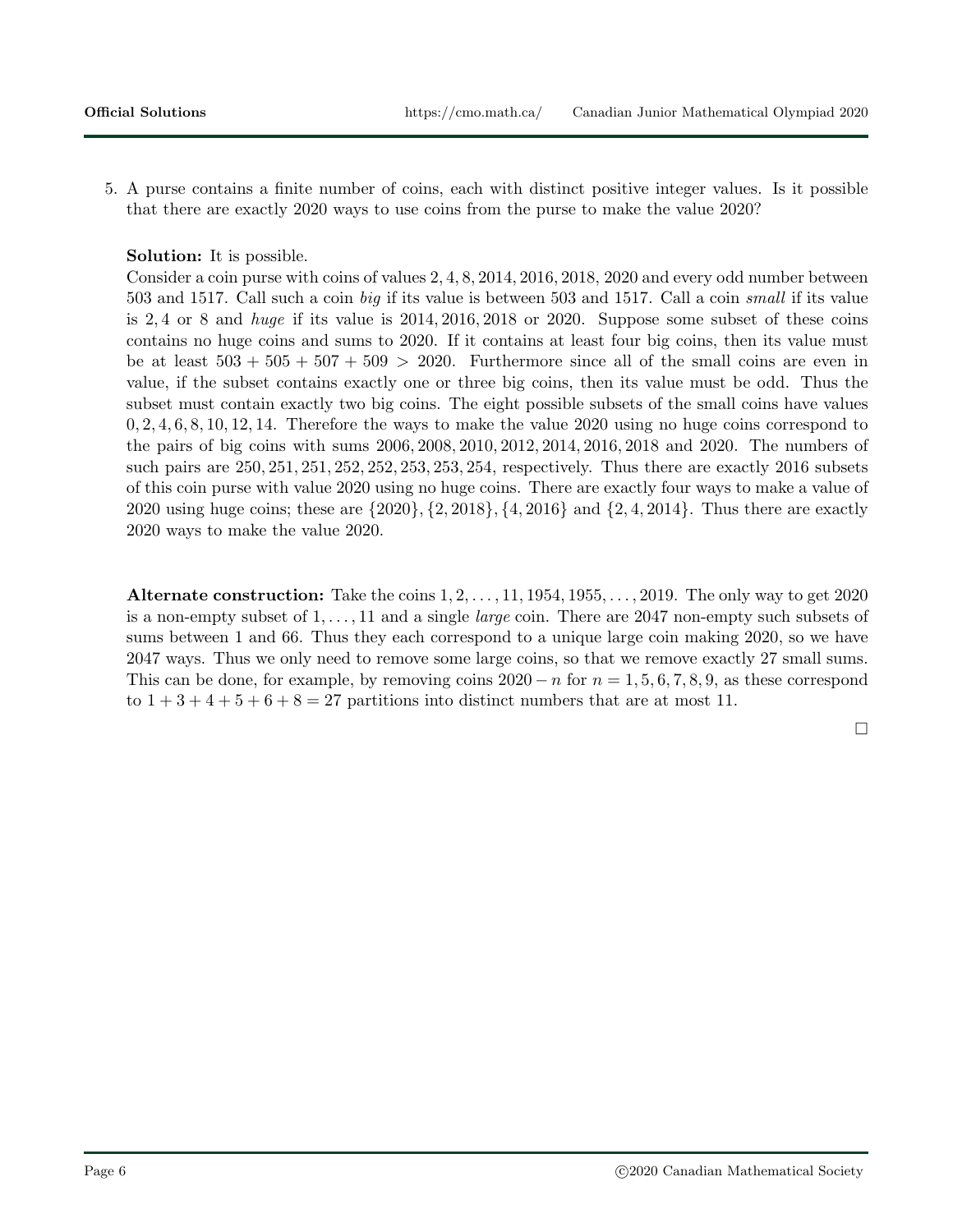5. A purse contains a finite number of coins, each with distinct positive integer values. Is it possible that there are exactly 2020 ways to use coins from the purse to make the value 2020?

**Solution:** It is possible.

Consider a coin purse with coins of values $2, 4, 8, 2014, 2016, 2018, 2020$ and every odd number between 503 and 1517. Call such a coin *big* if its value is between 503 and 1517. Call a coin *small* if its value is 2, 4 or 8 and *huge* if its value is 2014, 2016, 2018 or 2020. Suppose some subset of these coins contains no huge coins and sums to 2020. If it contains at least four big coins, then its value must be at least $503 + 505 + 507 + 509 > 2020$. Furthermore since all of the small coins are even in value, if the subset contains exactly one or three big coins, then its value must be odd. Thus the subset must contain exactly two big coins. The eight possible subsets of the small coins have values $0, 2, 4, 6, 8, 10, 12, 14$. Therefore the ways to make the value 2020 using no huge coins correspond to the pairs of big coins with sums $2006, 2008, 2010, 2012, 2014, 2016, 2018$ and $2020$. The numbers of such pairs are $250, 251, 251, 252, 252, 253, 253, 254$, respectively. Thus there are exactly 2016 subsets of this coin purse with value 2020 using no huge coins. There are exactly four ways to make a value of 2020 using huge coins; these are $\{2020\}, \{2, 2018\}, \{4, 2016\}$ and $\{2, 4, 2014\}$. Thus there are exactly 2020 ways to make the value 2020.

**Alternate construction:** Take the coins $1, 2, \ldots, 11, 1954, 1955, \ldots, 2019$. The only way to get 2020 is a non-empty subset of $1, \ldots, 11$ and a single *large* coin. There are 2047 non-empty such subsets of sums between 1 and 66. Thus they each correspond to a unique large coin making 2020, so we have 2047 ways. Thus we only need to remove some large coins, so that we remove exactly 27 small sums. This can be done, for example, by removing coins $2020 - n$ for $n = 1, 5, 6, 7, 8, 9$, as these correspond to $1 + 3 + 4 + 5 + 6 + 8 = 27$ partitions into distinct numbers that are at most 11.

□